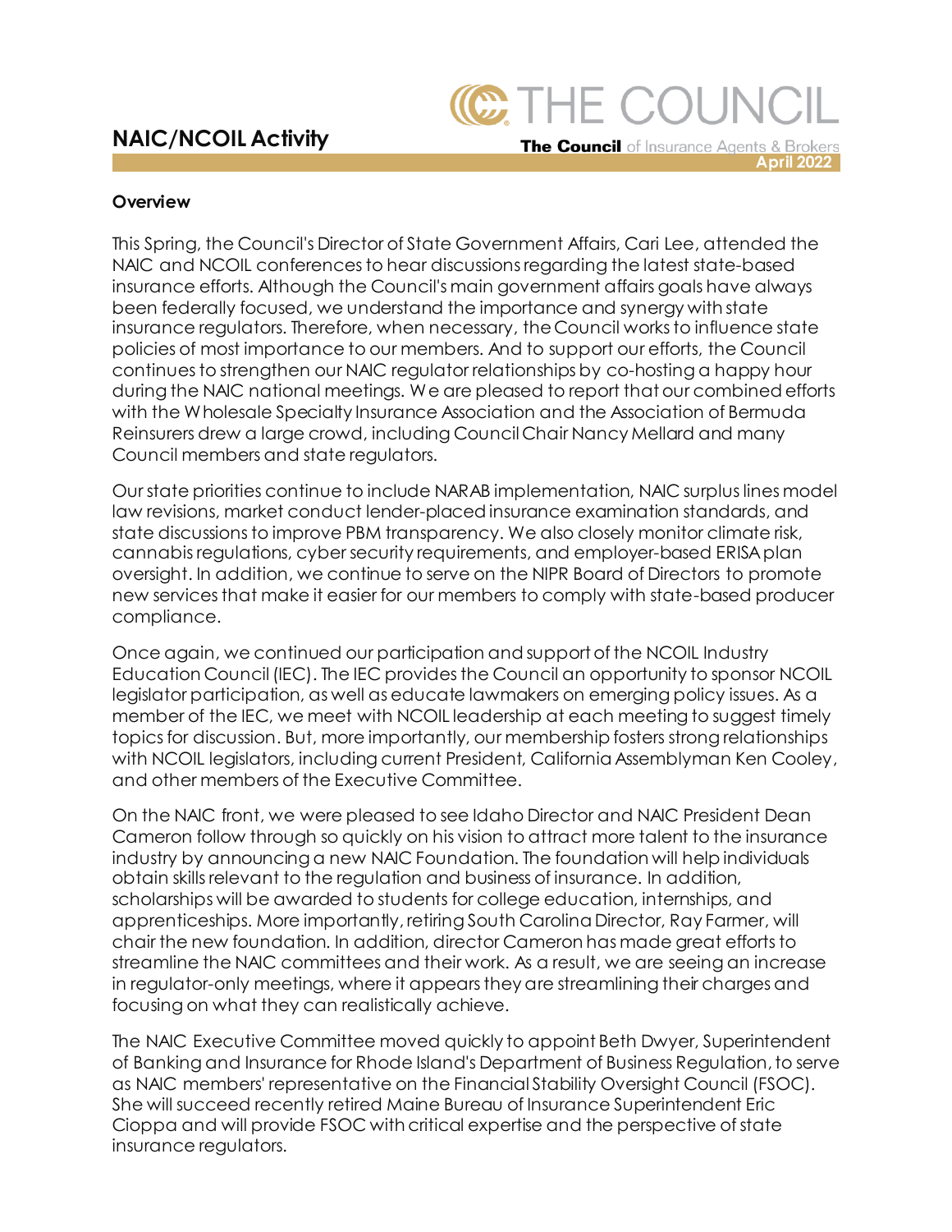# NAIC/NCOIL Activity

**The Council** of Insurance Agents & Brokers

**April 2022**

### Overview

This Spring, the Council's Director of State Government Affairs, Cari Lee, attended the NAIC and NCOIL conferences to hear discussions regarding the latest state-based insurance efforts. Although the Council's main government affairs goals have always been federally focused, we understand the importance and synergy with state insurance regulators. Therefore, when necessary, the Council works to influence state policies of most importance to our members. And to support our efforts, the Council continues to strengthen our NAIC regulator relationships by co-hosting a happy hour during the NAIC national meetings. We are pleased to report that our combined efforts with the Wholesale Specialty Insurance Association and the Association of Bermuda Reinsurers drew a large crowd, including Council Chair Nancy Mellard and many Council members and state regulators.

Our state priorities continue to include NARAB implementation, NAIC surplus lines model law revisions, market conduct lender-placed insurance examination standards, and state discussions to improve PBM transparency. We also closely monitor climate risk, cannabis regulations, cyber security requirements, and employer-based ERISA plan oversight. In addition, we continue to serve on the NIPR Board of Directors to promote new services that make it easier for our members to comply with state-based producer compliance.

Once again, we continued our participation and support of the NCOIL Industry Education Council (IEC). The IEC provides the Council an opportunity to sponsor NCOIL legislator participation, as well as educate lawmakers on emerging policy issues. As a member of the IEC, we meet with NCOIL leadership at each meeting to suggest timely topics for discussion. But, more importantly, our membership fosters strong relationships with NCOIL legislators, including current President, California Assemblyman Ken Cooley, and other members of the Executive Committee.

On the NAIC front, we were pleased to see Idaho Director and NAIC President Dean Cameron follow through so quickly on his vision to attract more talent to the insurance industry by announcing a new NAIC Foundation. The foundation will help individuals obtain skills relevant to the regulation and business of insurance. In addition, scholarships will be awarded to students for college education, internships, and apprenticeships. More importantly, retiring South Carolina Director, Ray Farmer, will chair the new foundation. In addition, director Cameron has made great efforts to streamline the NAIC committees and their work. As a result, we are seeing an increase in regulator-only meetings, where it appears they are streamlining their charges and focusing on what they can realistically achieve.

The NAIC Executive Committee moved quickly to appoint Beth Dwyer, Superintendent of Banking and Insurance for Rhode Island's Department of Business Regulation, to serve as NAIC members' representative on the Financial Stability Oversight Council (FSOC). She will succeed recently retired Maine Bureau of Insurance Superintendent Eric Cioppa and will provide FSOC with critical expertise and the perspective of state insurance regulators.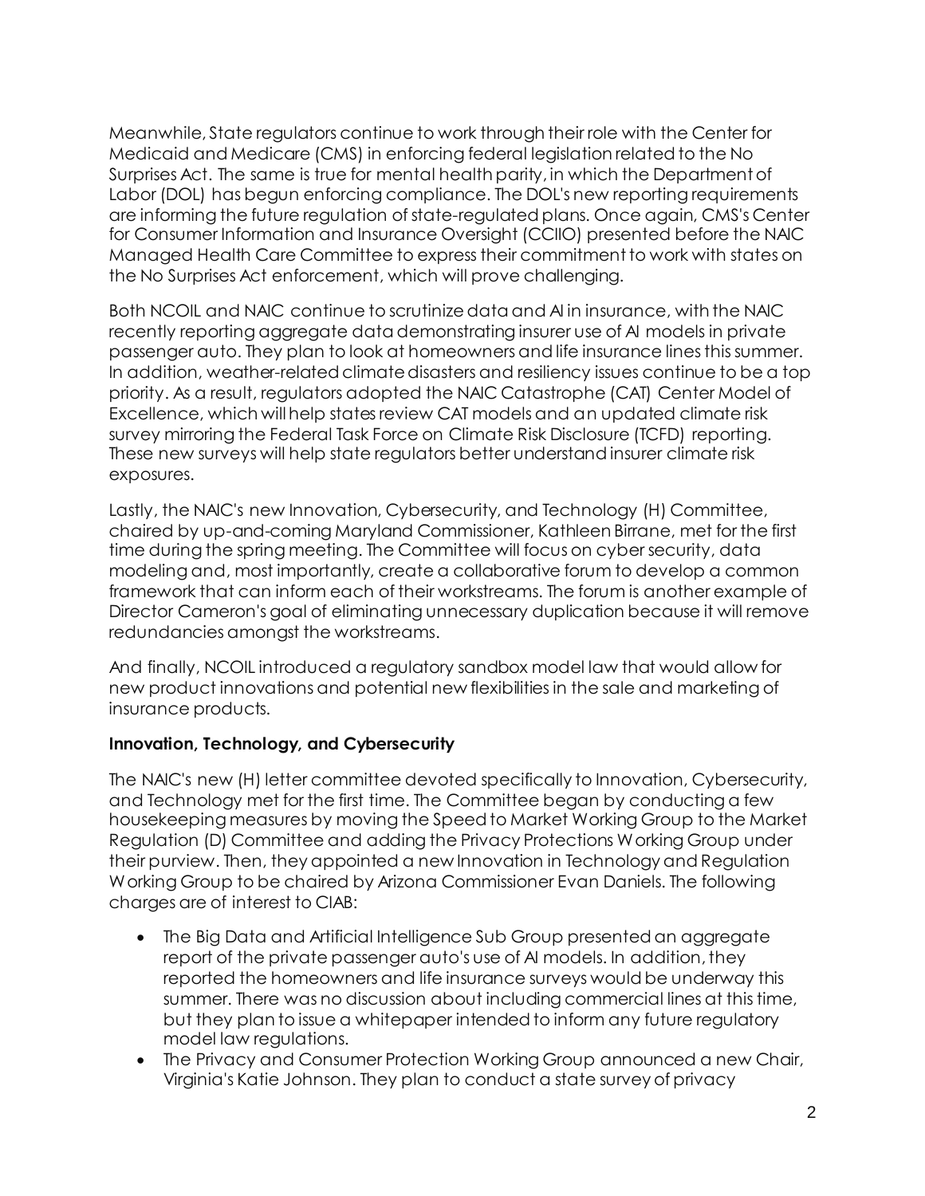Meanwhile, State regulators continue to work through their role with the Center for Medicaid and Medicare (CMS) in enforcing federal legislation related to the No Surprises Act. The same is true for mental health parity, in which the Department of Labor (DOL) has begun enforcing compliance. The DOL's new reporting requirements are informing the future regulation of state-regulated plans. Once again, CMS's Center for Consumer Information and Insurance Oversight (CCIIO) presented before the NAIC Managed Health Care Committee to express their commitment to work with states on the No Surprises Act enforcement, which will prove challenging.

Both NCOIL and NAIC continue to scrutinize data and AI in insurance, with the NAIC recently reporting aggregate data demonstrating insurer use of AI models in private passenger auto. They plan to look at homeowners and life insurance lines this summer. In addition, weather-related climate disasters and resiliency issues continue to be a top priority. As a result, regulators adopted the NAIC Catastrophe (CAT) Center Model of Excellence, which will help states review CAT models and an updated climate risk survey mirroring the Federal Task Force on Climate Risk Disclosure (TCFD) reporting. These new surveys will help state regulators better understand insurer climate risk exposures.

Lastly, the NAIC's new Innovation, Cybersecurity, and Technology (H) Committee, chaired by up-and-coming Maryland Commissioner, Kathleen Birrane, met for the first time during the spring meeting. The Committee will focus on cyber security, data modeling and, most importantly, create a collaborative forum to develop a common framework that can inform each of their workstreams. The forum is another example of Director Cameron's goal of eliminating unnecessary duplication because it will remove redundancies amongst the workstreams.

And finally, NCOIL introduced a regulatory sandbox model law that would allow for new product innovations and potential new flexibilities in the sale and marketing of insurance products.

**Innovation, Technology, and Cybersecurity**

The NAIC's new (H) letter committee devoted specifically to Innovation, Cybersecurity, and Technology met for the first time. The Committee began by conducting a few housekeeping measures by moving the Speed to Market Working Group to the Market Regulation (D) Committee and adding the Privacy Protections Working Group under their purview. Then, they appointed a new Innovation in Technology and Regulation Working Group to be chaired by Arizona Commissioner Evan Daniels. The following charges are of interest to CIAB:

- The Big Data and Artificial Intelligence Sub Group presented an aggregate report of the private passenger auto's use of AI models. In addition, they reported the homeowners and life insurance surveys would be underway this summer. There was no discussion about including commercial lines at this time, but they plan to issue a whitepaper intended to inform any future regulatory model law regulations.
- The Privacy and Consumer Protection Working Group announced a new Chair, Virginia's Katie Johnson. They plan to conduct a state survey of privacy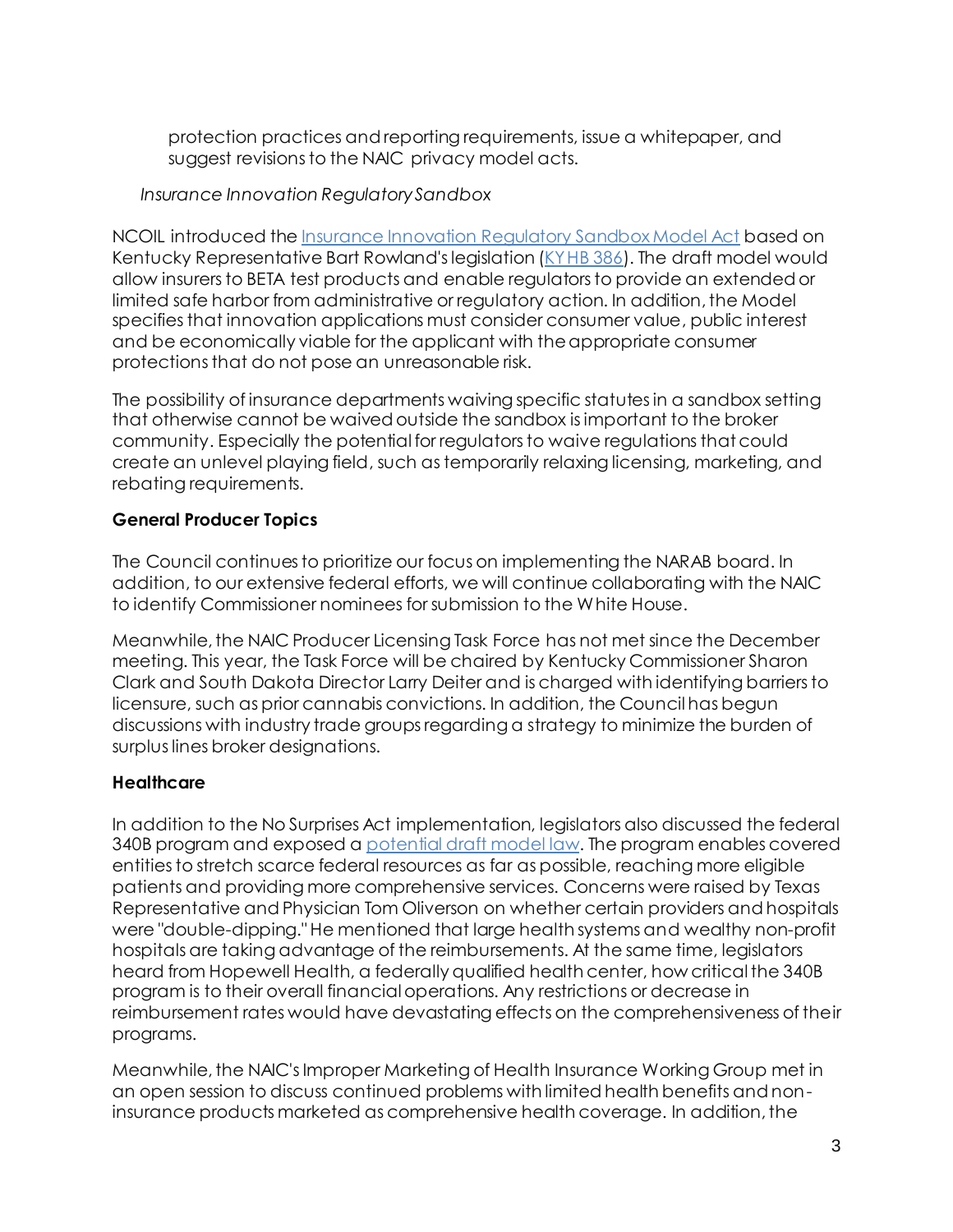protection practices and reporting requirements, issue a whitepaper, and suggest revisions to the NAIC privacy model acts.

*Insurance Innovation Regulatory Sandbox*

NCOIL introduced the [Insurance Innovation Regulatory Sandbox Model Act]() based on Kentucky Representative Bart Rowland's legislation ([KY HB 386]()). The draft model would allow insurers to BETA test products and enable regulators to provide an extended or limited safe harbor from administrative or regulatory action. In addition, the Model specifies that innovation applications must consider consumer value, public interest and be economically viable for the applicant with the appropriate consumer protections that do not pose an unreasonable risk.

The possibility of insurance departments waiving specific statutes in a sandbox setting that otherwise cannot be waived outside the sandbox is important to the broker community. Especially the potential for regulators to waive regulations that could create an unlevel playing field, such as temporarily relaxing licensing, marketing, and rebating requirements.

**General Producer Topics**

The Council continues to prioritize our focus on implementing the NARAB board. In addition, to our extensive federal efforts, we will continue collaborating with the NAIC to identify Commissioner nominees for submission to the White House.

Meanwhile, the NAIC Producer Licensing Task Force has not met since the December meeting. This year, the Task Force will be chaired by Kentucky Commissioner Sharon Clark and South Dakota Director Larry Deiter and is charged with identifying barriers to licensure, such as prior cannabis convictions. In addition, the Council has begun discussions with industry trade groups regarding a strategy to minimize the burden of surplus lines broker designations.

**Healthcare**

In addition to the No Surprises Act implementation, legislators also discussed the federal 340B program and exposed a [potential draft model law](). The program enables covered entities to stretch scarce federal resources as far as possible, reaching more eligible patients and providing more comprehensive services. Concerns were raised by Texas Representative and Physician Tom Oliverson on whether certain providers and hospitals were "double-dipping." He mentioned that large health systems and wealthy non-profit hospitals are taking advantage of the reimbursements. At the same time, legislators heard from Hopewell Health, a federally qualified health center, how critical the 340B program is to their overall financial operations. Any restrictions or decrease in reimbursement rates would have devastating effects on the comprehensiveness of their programs.

Meanwhile, the NAIC's Improper Marketing of Health Insurance Working Group met in an open session to discuss continued problems with limited health benefits and non-insurance products marketed as comprehensive health coverage. In addition, the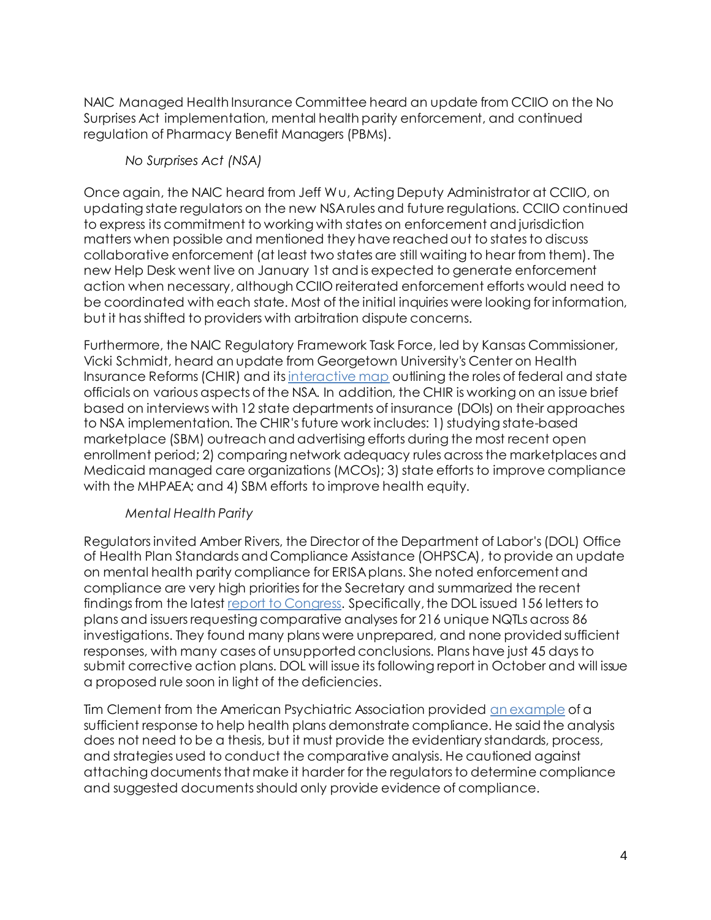NAIC Managed Health Insurance Committee heard an update from CCIIO on the No Surprises Act implementation, mental health parity enforcement, and continued regulation of Pharmacy Benefit Managers (PBMs).

*No Surprises Act (NSA)*

Once again, the NAIC heard from Jeff Wu, Acting Deputy Administrator at CCIIO, on updating state regulators on the new NSA rules and future regulations. CCIIO continued to express its commitment to working with states on enforcement and jurisdiction matters when possible and mentioned they have reached out to states to discuss collaborative enforcement (at least two states are still waiting to hear from them). The new Help Desk went live on January 1st and is expected to generate enforcement action when necessary, although CCIIO reiterated enforcement efforts would need to be coordinated with each state. Most of the initial inquiries were looking for information, but it has shifted to providers with arbitration dispute concerns.

Furthermore, the NAIC Regulatory Framework Task Force, led by Kansas Commissioner, Vicki Schmidt, heard an update from Georgetown University's Center on Health Insurance Reforms (CHIR) and its interactive map outlining the roles of federal and state officials on various aspects of the NSA. In addition, the CHIR is working on an issue brief based on interviews with 12 state departments of insurance (DOIs) on their approaches to NSA implementation. The CHIR's future work includes: 1) studying state-based marketplace (SBM) outreach and advertising efforts during the most recent open enrollment period; 2) comparing network adequacy rules across the marketplaces and Medicaid managed care organizations (MCOs); 3) state efforts to improve compliance with the MHPAEA; and 4) SBM efforts to improve health equity.

*Mental Health Parity*

Regulators invited Amber Rivers, the Director of the Department of Labor's (DOL) Office of Health Plan Standards and Compliance Assistance (OHPSCA), to provide an update on mental health parity compliance for ERISA plans. She noted enforcement and compliance are very high priorities for the Secretary and summarized the recent findings from the latest report to Congress. Specifically, the DOL issued 156 letters to plans and issuers requesting comparative analyses for 216 unique NQTLs across 86 investigations. They found many plans were unprepared, and none provided sufficient responses, with many cases of unsupported conclusions. Plans have just 45 days to submit corrective action plans. DOL will issue its following report in October and will issue a proposed rule soon in light of the deficiencies.

Tim Clement from the American Psychiatric Association provided an example of a sufficient response to help health plans demonstrate compliance. He said the analysis does not need to be a thesis, but it must provide the evidentiary standards, process, and strategies used to conduct the comparative analysis. He cautioned against attaching documents that make it harder for the regulators to determine compliance and suggested documents should only provide evidence of compliance.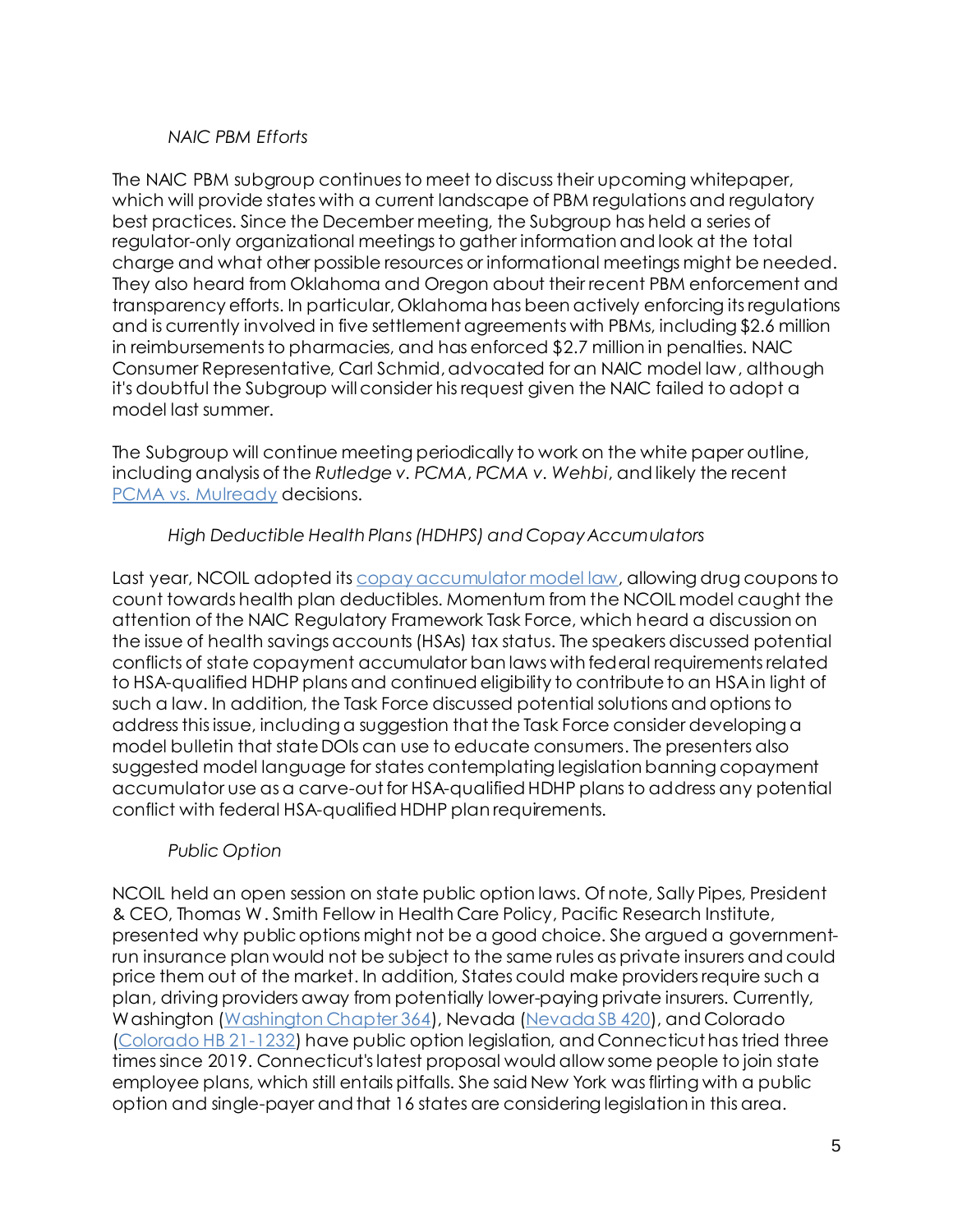*NAIC PBM Efforts*

The NAIC PBM subgroup continues to meet to discuss their upcoming whitepaper, which will provide states with a current landscape of PBM regulations and regulatory best practices. Since the December meeting, the Subgroup has held a series of regulator-only organizational meetings to gather information and look at the total charge and what other possible resources or informational meetings might be needed. They also heard from Oklahoma and Oregon about their recent PBM enforcement and transparency efforts. In particular, Oklahoma has been actively enforcing its regulations and is currently involved in five settlement agreements with PBMs, including $2.6 million in reimbursements to pharmacies, and has enforced $2.7 million in penalties. NAIC Consumer Representative, Carl Schmid, advocated for an NAIC model law, although it's doubtful the Subgroup will consider his request given the NAIC failed to adopt a model last summer.

The Subgroup will continue meeting periodically to work on the white paper outline, including analysis of the *Rutledge v. PCMA*, *PCMA v. Wehbi*, and likely the recent PCMA vs. Mulready decisions.

*High Deductible Health Plans (HDHPS) and Copay Accumulators*

Last year, NCOIL adopted its copay accumulator model law, allowing drug coupons to count towards health plan deductibles. Momentum from the NCOIL model caught the attention of the NAIC Regulatory Framework Task Force, which heard a discussion on the issue of health savings accounts (HSAs) tax status. The speakers discussed potential conflicts of state copayment accumulator ban laws with federal requirements related to HSA-qualified HDHP plans and continued eligibility to contribute to an HSA in light of such a law. In addition, the Task Force discussed potential solutions and options to address this issue, including a suggestion that the Task Force consider developing a model bulletin that state DOIs can use to educate consumers. The presenters also suggested model language for states contemplating legislation banning copayment accumulator use as a carve-out for HSA-qualified HDHP plans to address any potential conflict with federal HSA-qualified HDHP plan requirements.

*Public Option*

NCOIL held an open session on state public option laws. Of note, Sally Pipes, President & CEO, Thomas W. Smith Fellow in Health Care Policy, Pacific Research Institute, presented why public options might not be a good choice. She argued a government-run insurance plan would not be subject to the same rules as private insurers and could price them out of the market. In addition, States could make providers require such a plan, driving providers away from potentially lower-paying private insurers. Currently, Washington (Washington Chapter 364), Nevada (Nevada SB 420), and Colorado (Colorado HB 21-1232) have public option legislation, and Connecticut has tried three times since 2019. Connecticut's latest proposal would allow some people to join state employee plans, which still entails pitfalls. She said New York was flirting with a public option and single-payer and that 16 states are considering legislation in this area.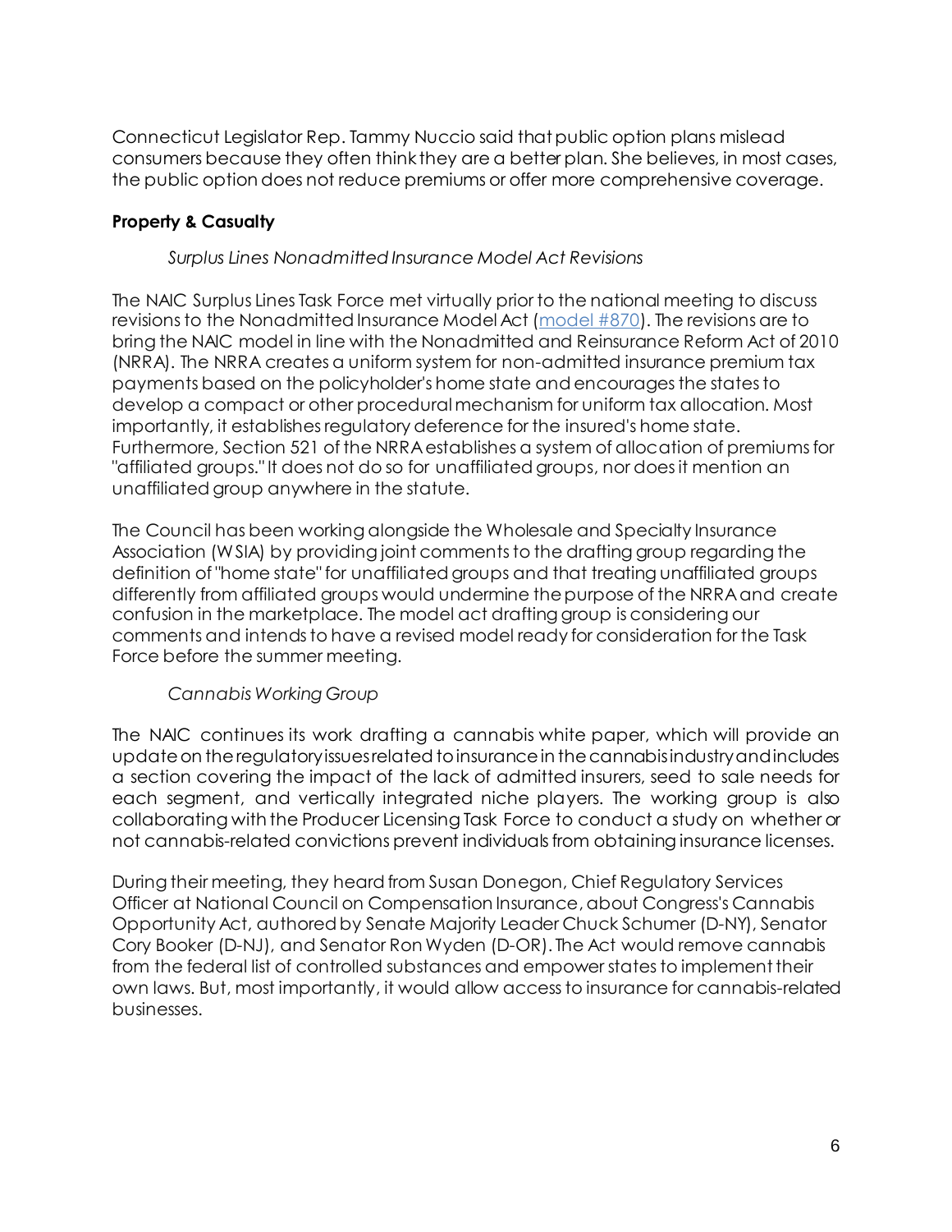Connecticut Legislator Rep. Tammy Nuccio said that public option plans mislead consumers because they often think they are a better plan. She believes, in most cases, the public option does not reduce premiums or offer more comprehensive coverage.

**Property & Casualty**

*Surplus Lines Nonadmitted Insurance Model Act Revisions*

The NAIC Surplus Lines Task Force met virtually prior to the national meeting to discuss revisions to the Nonadmitted Insurance Model Act (model #870). The revisions are to bring the NAIC model in line with the Nonadmitted and Reinsurance Reform Act of 2010 (NRRA). The NRRA creates a uniform system for non-admitted insurance premium tax payments based on the policyholder's home state and encourages the states to develop a compact or other procedural mechanism for uniform tax allocation. Most importantly, it establishes regulatory deference for the insured's home state. Furthermore, Section 521 of the NRRA establishes a system of allocation of premiums for "affiliated groups." It does not do so for unaffiliated groups, nor does it mention an unaffiliated group anywhere in the statute.

The Council has been working alongside the Wholesale and Specialty Insurance Association (WSIA) by providing joint comments to the drafting group regarding the definition of "home state" for unaffiliated groups and that treating unaffiliated groups differently from affiliated groups would undermine the purpose of the NRRA and create confusion in the marketplace. The model act drafting group is considering our comments and intends to have a revised model ready for consideration for the Task Force before the summer meeting.

*Cannabis Working Group*

The NAIC continues its work drafting a cannabis white paper, which will provide an update on the regulatory issues related to insurance in the cannabis industry and includes a section covering the impact of the lack of admitted insurers, seed to sale needs for each segment, and vertically integrated niche players. The working group is also collaborating with the Producer Licensing Task Force to conduct a study on whether or not cannabis-related convictions prevent individuals from obtaining insurance licenses.

During their meeting, they heard from Susan Donegon, Chief Regulatory Services Officer at National Council on Compensation Insurance, about Congress's Cannabis Opportunity Act, authored by Senate Majority Leader Chuck Schumer (D-NY), Senator Cory Booker (D-NJ), and Senator Ron Wyden (D-OR). The Act would remove cannabis from the federal list of controlled substances and empower states to implement their own laws. But, most importantly, it would allow access to insurance for cannabis-related businesses.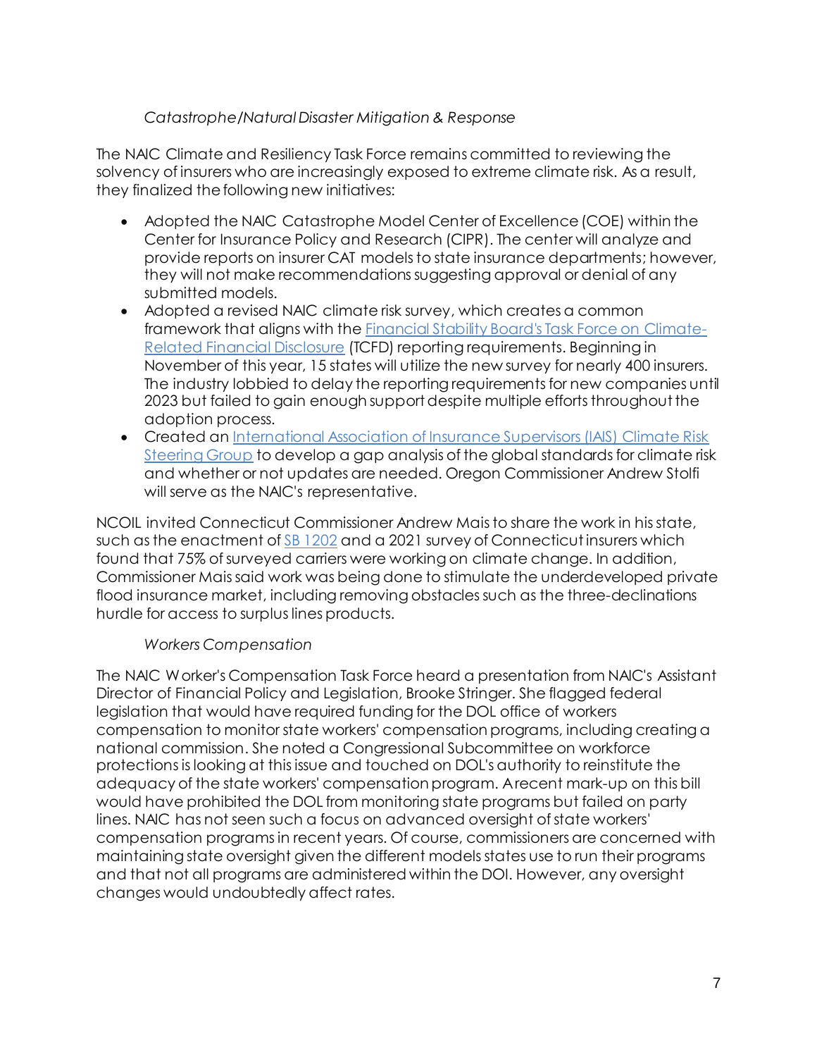### *Catastrophe/Natural Disaster Mitigation & Response*

The NAIC Climate and Resiliency Task Force remains committed to reviewing the solvency of insurers who are increasingly exposed to extreme climate risk. As a result, they finalized the following new initiatives:

- Adopted the NAIC Catastrophe Model Center of Excellence (COE) within the Center for Insurance Policy and Research (CIPR). The center will analyze and provide reports on insurer CAT models to state insurance departments; however, they will not make recommendations suggesting approval or denial of any submitted models.
- Adopted a revised NAIC climate risk survey, which creates a common framework that aligns with the [Financial Stability Board's Task Force on Climate-Related Financial Disclosure](#) (TCFD) reporting requirements. Beginning in November of this year, 15 states will utilize the new survey for nearly 400 insurers. The industry lobbied to delay the reporting requirements for new companies until 2023 but failed to gain enough support despite multiple efforts throughout the adoption process.
- Created an [International Association of Insurance Supervisors (IAIS) Climate Risk Steering Group](#) to develop a gap analysis of the global standards for climate risk and whether or not updates are needed. Oregon Commissioner Andrew Stolfi will serve as the NAIC's representative.

NCOIL invited Connecticut Commissioner Andrew Mais to share the work in his state, such as the enactment of [SB 1202](#) and a 2021 survey of Connecticut insurers which found that 75% of surveyed carriers were working on climate change. In addition, Commissioner Mais said work was being done to stimulate the underdeveloped private flood insurance market, including removing obstacles such as the three-declinations hurdle for access to surplus lines products.

### *Workers Compensation*

The NAIC Worker's Compensation Task Force heard a presentation from NAIC's Assistant Director of Financial Policy and Legislation, Brooke Stringer. She flagged federal legislation that would have required funding for the DOL office of workers compensation to monitor state workers' compensation programs, including creating a national commission. She noted a Congressional Subcommittee on workforce protections is looking at this issue and touched on DOL's authority to reinstitute the adequacy of the state workers' compensation program. A recent mark-up on this bill would have prohibited the DOL from monitoring state programs but failed on party lines. NAIC has not seen such a focus on advanced oversight of state workers' compensation programs in recent years. Of course, commissioners are concerned with maintaining state oversight given the different models states use to run their programs and that not all programs are administered within the DOI. However, any oversight changes would undoubtedly affect rates.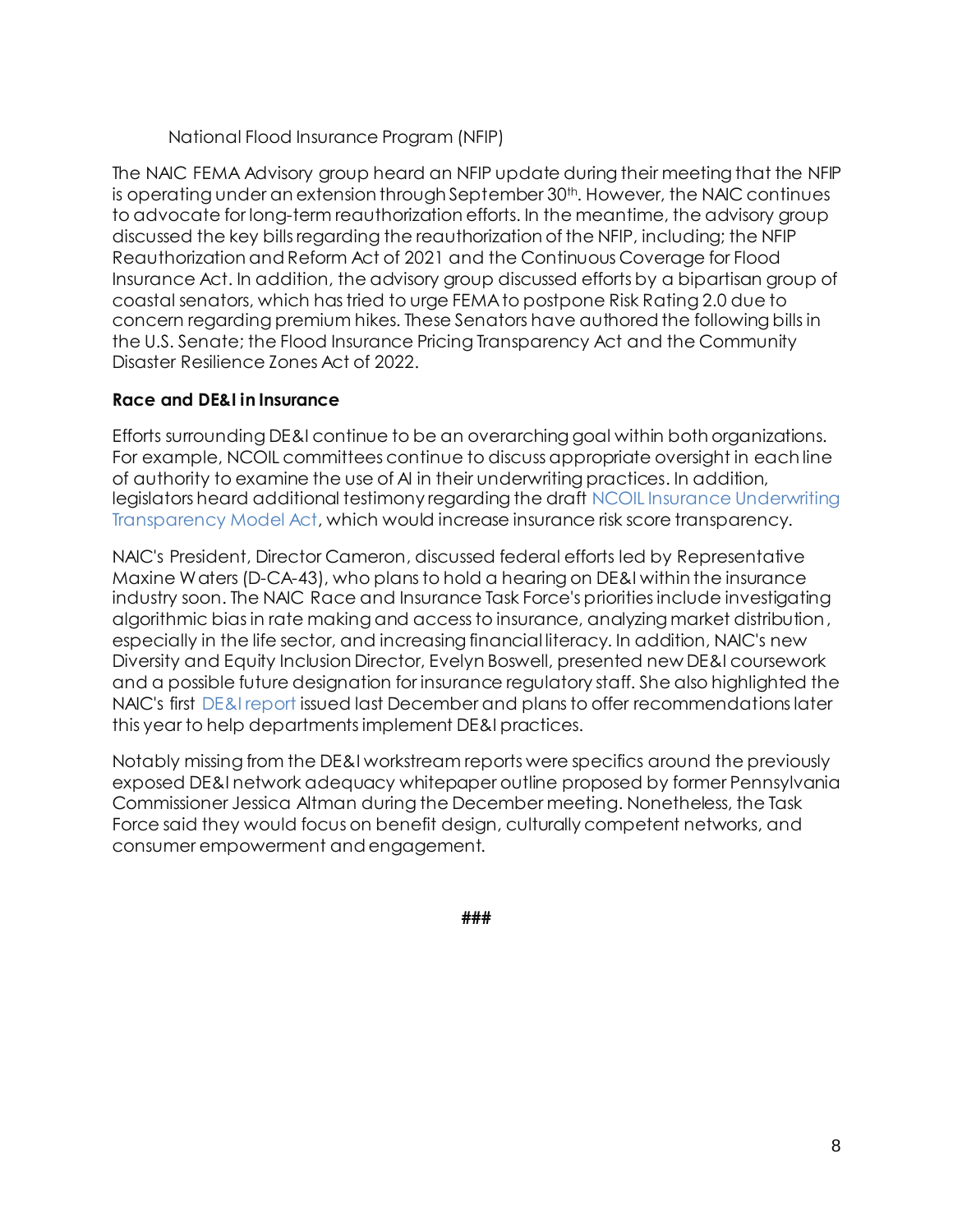National Flood Insurance Program (NFIP)

The NAIC FEMA Advisory group heard an NFIP update during their meeting that the NFIP is operating under an extension through September 30th. However, the NAIC continues to advocate for long-term reauthorization efforts. In the meantime, the advisory group discussed the key bills regarding the reauthorization of the NFIP, including; the NFIP Reauthorization and Reform Act of 2021 and the Continuous Coverage for Flood Insurance Act. In addition, the advisory group discussed efforts by a bipartisan group of coastal senators, which has tried to urge FEMA to postpone Risk Rating 2.0 due to concern regarding premium hikes. These Senators have authored the following bills in the U.S. Senate; the Flood Insurance Pricing Transparency Act and the Community Disaster Resilience Zones Act of 2022.

**Race and DE&I in Insurance**

Efforts surrounding DE&I continue to be an overarching goal within both organizations. For example, NCOIL committees continue to discuss appropriate oversight in each line of authority to examine the use of AI in their underwriting practices. In addition, legislators heard additional testimony regarding the draft NCOIL Insurance Underwriting Transparency Model Act, which would increase insurance risk score transparency.

NAIC's President, Director Cameron, discussed federal efforts led by Representative Maxine Waters (D-CA-43), who plans to hold a hearing on DE&I within the insurance industry soon. The NAIC Race and Insurance Task Force's priorities include investigating algorithmic bias in rate making and access to insurance, analyzing market distribution, especially in the life sector, and increasing financial literacy. In addition, NAIC's new Diversity and Equity Inclusion Director, Evelyn Boswell, presented new DE&I coursework and a possible future designation for insurance regulatory staff. She also highlighted the NAIC's first DE&I report issued last December and plans to offer recommendations later this year to help departments implement DE&I practices.

Notably missing from the DE&I workstream reports were specifics around the previously exposed DE&I network adequacy whitepaper outline proposed by former Pennsylvania Commissioner Jessica Altman during the December meeting. Nonetheless, the Task Force said they would focus on benefit design, culturally competent networks, and consumer empowerment and engagement.

###